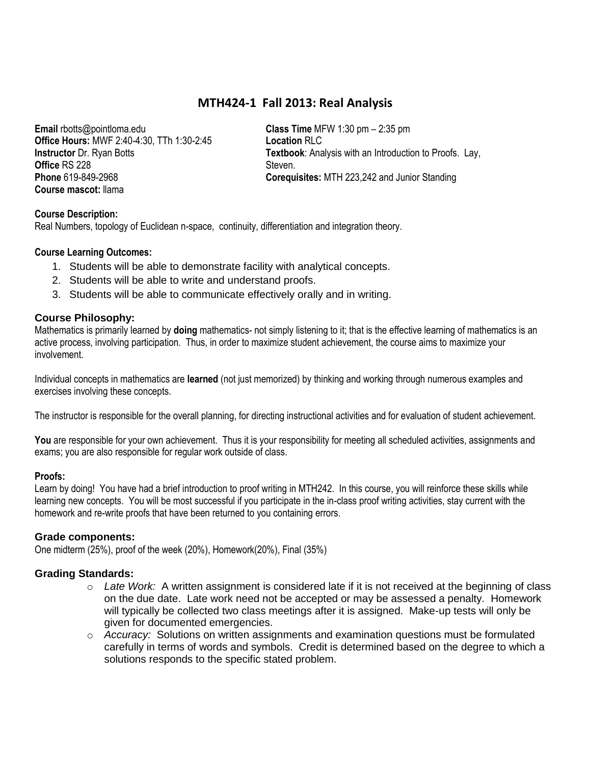# MTH424-1 Fall 2013: Real Analysis

**Email** rbotts@pointloma.edu
**Office Hours:** MWF 2:40-4:30, TTh 1:30-2:45
**Instructor** Dr. Ryan Botts
**Office** RS 228
**Phone** 619-849-2968
**Course mascot:** llama

**Class Time** MFW 1:30 pm – 2:35 pm
**Location** RLC
**Textbook**: Analysis with an Introduction to Proofs. Lay, Steven.
**Corequisites:** MTH 223,242 and Junior Standing

**Course Description:**
Real Numbers, topology of Euclidean n-space, continuity, differentiation and integration theory.

**Course Learning Outcomes:**

1. Students will be able to demonstrate facility with analytical concepts.
2. Students will be able to write and understand proofs.
3. Students will be able to communicate effectively orally and in writing.

### Course Philosophy:

Mathematics is primarily learned by **doing** mathematics- not simply listening to it; that is the effective learning of mathematics is an active process, involving participation. Thus, in order to maximize student achievement, the course aims to maximize your involvement.

Individual concepts in mathematics are **learned** (not just memorized) by thinking and working through numerous examples and exercises involving these concepts.

The instructor is responsible for the overall planning, for directing instructional activities and for evaluation of student achievement.

**You** are responsible for your own achievement. Thus it is your responsibility for meeting all scheduled activities, assignments and exams; you are also responsible for regular work outside of class.

**Proofs:**
Learn by doing! You have had a brief introduction to proof writing in MTH242. In this course, you will reinforce these skills while learning new concepts. You will be most successful if you participate in the in-class proof writing activities, stay current with the homework and re-write proofs that have been returned to you containing errors.

### Grade components:

One midterm (25%), proof of the week (20%), Homework(20%), Final (35%)

### Grading Standards:

- *Late Work:* A written assignment is considered late if it is not received at the beginning of class on the due date. Late work need not be accepted or may be assessed a penalty. Homework will typically be collected two class meetings after it is assigned. Make-up tests will only be given for documented emergencies.
- *Accuracy:* Solutions on written assignments and examination questions must be formulated carefully in terms of words and symbols. Credit is determined based on the degree to which a solutions responds to the specific stated problem.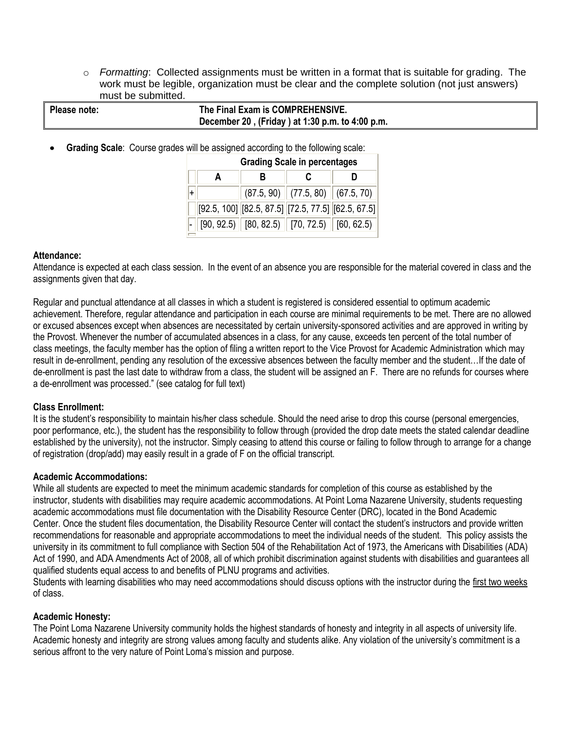- *Formatting*: Collected assignments must be written in a format that is suitable for grading. The work must be legible, organization must be clear and the complete solution (not just answers) must be submitted.

| **Please note:** | **The Final Exam is COMPREHENSIVE.** **December 20 , (Friday ) at 1:30 p.m. to 4:00 p.m.** |
|---|---|

- **Grading Scale**: Course grades will be assigned according to the following scale:

| | **Grading Scale in percentages** | | | |
|---|---|---|---|---|
| | **A** | **B** | **C** | **D** |
| + | | (87.5, 90) | (77.5, 80) | (67.5, 70) |
| | [92.5, 100] | [82.5, 87.5] | [72.5, 77.5] | [62.5, 67.5] |
| - | [90, 92.5) | [80, 82.5) | [70, 72.5) | [60, 62.5) |

**Attendance:**

Attendance is expected at each class session. In the event of an absence you are responsible for the material covered in class and the assignments given that day.

Regular and punctual attendance at all classes in which a student is registered is considered essential to optimum academic achievement. Therefore, regular attendance and participation in each course are minimal requirements to be met. There are no allowed or excused absences except when absences are necessitated by certain university-sponsored activities and are approved in writing by the Provost. Whenever the number of accumulated absences in a class, for any cause, exceeds ten percent of the total number of class meetings, the faculty member has the option of filing a written report to the Vice Provost for Academic Administration which may result in de-enrollment, pending any resolution of the excessive absences between the faculty member and the student…If the date of de-enrollment is past the last date to withdraw from a class, the student will be assigned an F. There are no refunds for courses where a de-enrollment was processed." (see catalog for full text)

**Class Enrollment:**

It is the student's responsibility to maintain his/her class schedule. Should the need arise to drop this course (personal emergencies, poor performance, etc.), the student has the responsibility to follow through (provided the drop date meets the stated calendar deadline established by the university), not the instructor. Simply ceasing to attend this course or failing to follow through to arrange for a change of registration (drop/add) may easily result in a grade of F on the official transcript.

**Academic Accommodations:**

While all students are expected to meet the minimum academic standards for completion of this course as established by the instructor, students with disabilities may require academic accommodations. At Point Loma Nazarene University, students requesting academic accommodations must file documentation with the Disability Resource Center (DRC), located in the Bond Academic Center. Once the student files documentation, the Disability Resource Center will contact the student's instructors and provide written recommendations for reasonable and appropriate accommodations to meet the individual needs of the student. This policy assists the university in its commitment to full compliance with Section 504 of the Rehabilitation Act of 1973, the Americans with Disabilities (ADA) Act of 1990, and ADA Amendments Act of 2008, all of which prohibit discrimination against students with disabilities and guarantees all qualified students equal access to and benefits of PLNU programs and activities.

Students with learning disabilities who may need accommodations should discuss options with the instructor during the first two weeks of class.

**Academic Honesty:**

The Point Loma Nazarene University community holds the highest standards of honesty and integrity in all aspects of university life. Academic honesty and integrity are strong values among faculty and students alike. Any violation of the university's commitment is a serious affront to the very nature of Point Loma's mission and purpose.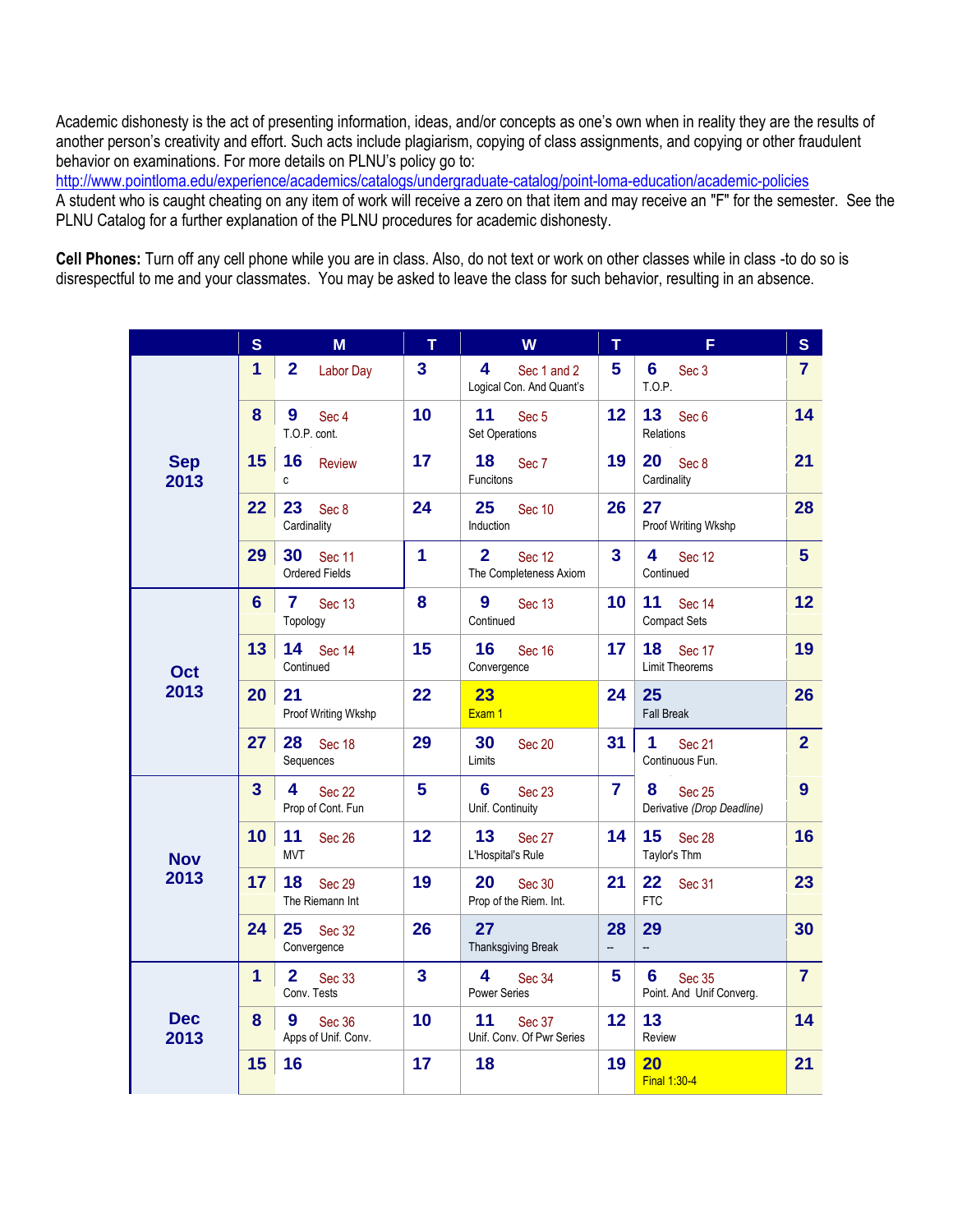Academic dishonesty is the act of presenting information, ideas, and/or concepts as one's own when in reality they are the results of another person's creativity and effort. Such acts include plagiarism, copying of class assignments, and copying or other fraudulent behavior on examinations. For more details on PLNU's policy go to: http://www.pointloma.edu/experience/academics/catalogs/undergraduate-catalog/point-loma-education/academic-policies
A student who is caught cheating on any item of work will receive a zero on that item and may receive an "F" for the semester. See the PLNU Catalog for a further explanation of the PLNU procedures for academic dishonesty.

**Cell Phones:** Turn off any cell phone while you are in class. Also, do not text or work on other classes while in class -to do so is disrespectful to me and your classmates. You may be asked to leave the class for such behavior, resulting in an absence.

| | S | M | T | W | T | F | S |
|---|---|---|---|---|---|---|---|
| Sep 2013 | 1 | 2 Labor Day | 3 | 4 Sec 1 and 2 Logical Con. And Quant's | 5 | 6 Sec 3 T.O.P. | 7 |
| | 8 | 9 Sec 4 T.O.P. cont. | 10 | 11 Sec 5 Set Operations | 12 | 13 Sec 6 Relations | 14 |
| | 15 | 16 Review c | 17 | 18 Sec 7 Funcitons | 19 | 20 Sec 8 Cardinality | 21 |
| | 22 | 23 Sec 8 Cardinality | 24 | 25 Sec 10 Induction | 26 | 27 Proof Writing Wksh p | 28 |
| | 29 | 30 Sec 11 Ordered Fields | 1 | 2 Sec 12 The Completeness Axiom | 3 | 4 Sec 12 Continued | 5 |
| Oct 2013 | 6 | 7 Sec 13 Topology | 8 | 9 Sec 13 Continued | 10 | 11 Sec 14 Compact Sets | 12 |
| | 13 | 14 Sec 14 Continued | 15 | 16 Sec 16 Convergence | 17 | 18 Sec 17 Limit Theorems | 19 |
| | 20 | 21 Proof Writing Wkshp | 22 | 23 Exam 1 | 24 | 25 Fall Break | 26 |
| | 27 | 28 Sec 18 Sequences | 29 | 30 Sec 20 Limits | 31 | 1 Sec 21 Continuous Fun. | 2 |
| Nov 2013 | 3 | 4 Sec 22 Prop of Cont. Fun | 5 | 6 Sec 23 Unif. Continuity | 7 | 8 Sec 25 Derivative *(Drop Deadline)* | 9 |
| | 10 | 11 Sec 26 MVT | 12 | 13 Sec 27 L'Hospital's Rule | 14 | 15 Sec 28 Taylor's Thm | 16 |
| | 17 | 18 Sec 29 The Riemann Int | 19 | 20 Sec 30 Prop of the Riem. Int. | 21 | 22 Sec 31 FTC | 23 |
| | 24 | 25 Sec 32 Convergence | 26 | 27 Thanksgiving Break | 28 -- | 29 -- | 30 |
| Dec 2013 | 1 | 2 Sec 33 Conv. Tests | 3 | 4 Sec 34 Power Series | 5 | 6 Sec 35 Point. And Unif Converg. | 7 |
| | 8 | 9 Sec 36 Apps of Unif. Conv. | 10 | 11 Sec 37 Unif. Conv. Of Pwr Series | 12 | 13 Review | 14 |
| | 15 | 16 | 17 | 18 | 19 | 20 Final 1:30-4 | 21 |